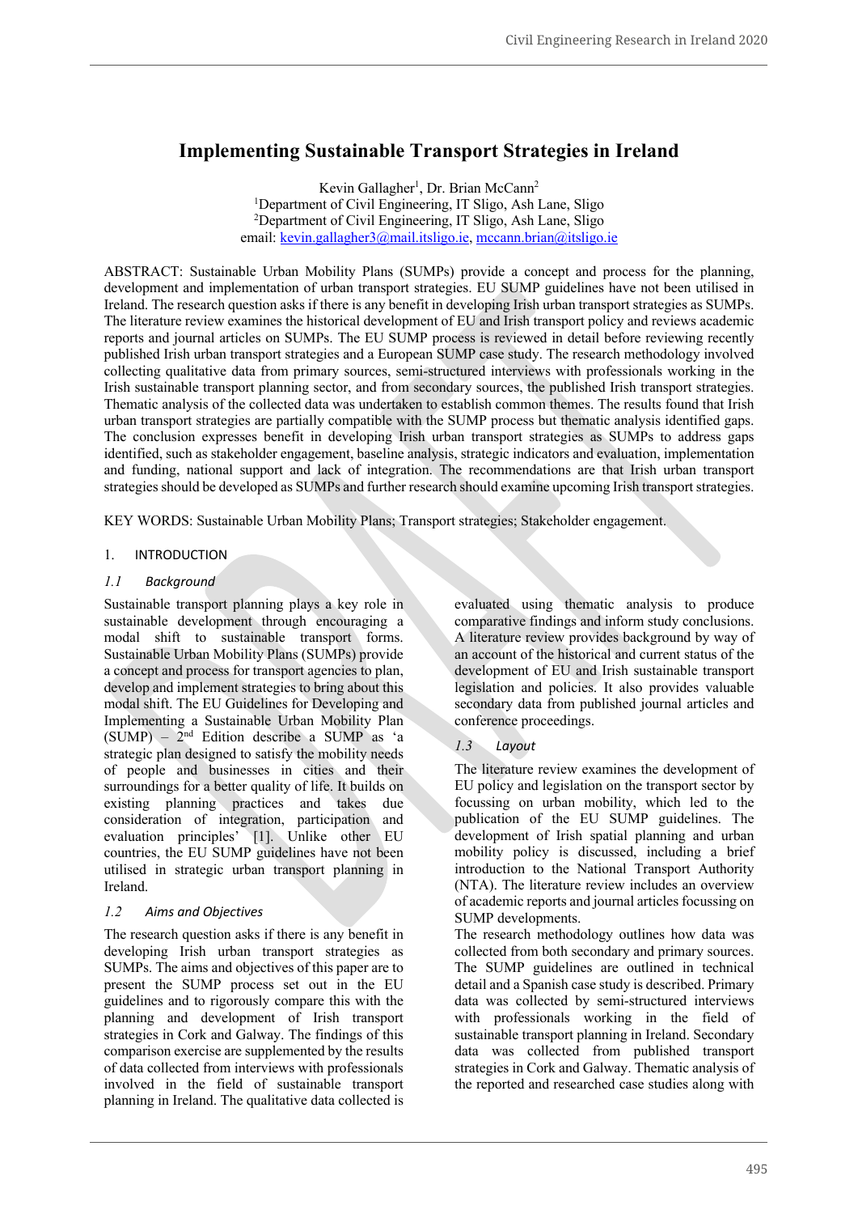# Implementing Sustainable Transport Strategies in Ireland

Kevin Gallagher[1], Dr. Brian McCann[2]

[1]Department of Civil Engineering, IT Sligo, Ash Lane, Sligo

[2]Department of Civil Engineering, IT Sligo, Ash Lane, Sligo

email: kevin.gallagher3@mail.itsligo.ie, mccann.brian@itsligo.ie

ABSTRACT: Sustainable Urban Mobility Plans (SUMPs) provide a concept and process for the planning, development and implementation of urban transport strategies. EU SUMP guidelines have not been utilised in Ireland. The research question asks if there is any benefit in developing Irish urban transport strategies as SUMPs. The literature review examines the historical development of EU and Irish transport policy and reviews academic reports and journal articles on SUMPs. The EU SUMP process is reviewed in detail before reviewing recently published Irish urban transport strategies and a European SUMP case study. The research methodology involved collecting qualitative data from primary sources, semi-structured interviews with professionals working in the Irish sustainable transport planning sector, and from secondary sources, the published Irish transport strategies. Thematic analysis of the collected data was undertaken to establish common themes. The results found that Irish urban transport strategies are partially compatible with the SUMP process but thematic analysis identified gaps. The conclusion expresses benefit in developing Irish urban transport strategies as SUMPs to address gaps identified, such as stakeholder engagement, baseline analysis, strategic indicators and evaluation, implementation and funding, national support and lack of integration. The recommendations are that Irish urban transport strategies should be developed as SUMPs and further research should examine upcoming Irish transport strategies.

KEY WORDS: Sustainable Urban Mobility Plans; Transport strategies; Stakeholder engagement.

## 1. INTRODUCTION

### *1.1 Background*

Sustainable transport planning plays a key role in sustainable development through encouraging a modal shift to sustainable transport forms. Sustainable Urban Mobility Plans (SUMPs) provide a concept and process for transport agencies to plan, develop and implement strategies to bring about this modal shift. The EU Guidelines for Developing and Implementing a Sustainable Urban Mobility Plan (SUMP) – 2nd Edition describe a SUMP as 'a strategic plan designed to satisfy the mobility needs of people and businesses in cities and their surroundings for a better quality of life. It builds on existing planning practices and takes due consideration of integration, participation and evaluation principles' [1]. Unlike other EU countries, the EU SUMP guidelines have not been utilised in strategic urban transport planning in Ireland.

### *1.2 Aims and Objectives*

The research question asks if there is any benefit in developing Irish urban transport strategies as SUMPs. The aims and objectives of this paper are to present the SUMP process set out in the EU guidelines and to rigorously compare this with the planning and development of Irish transport strategies in Cork and Galway. The findings of this comparison exercise are supplemented by the results of data collected from interviews with professionals involved in the field of sustainable transport planning in Ireland. The qualitative data collected is evaluated using thematic analysis to produce comparative findings and inform study conclusions. A literature review provides background by way of an account of the historical and current status of the development of EU and Irish sustainable transport legislation and policies. It also provides valuable secondary data from published journal articles and conference proceedings.

### *1.3 Layout*

The literature review examines the development of EU policy and legislation on the transport sector by focussing on urban mobility, which led to the publication of the EU SUMP guidelines. The development of Irish spatial planning and urban mobility policy is discussed, including a brief introduction to the National Transport Authority (NTA). The literature review includes an overview of academic reports and journal articles focussing on SUMP developments.

The research methodology outlines how data was collected from both secondary and primary sources. The SUMP guidelines are outlined in technical detail and a Spanish case study is described. Primary data was collected by semi-structured interviews with professionals working in the field of sustainable transport planning in Ireland. Secondary data was collected from published transport strategies in Cork and Galway. Thematic analysis of the reported and researched case studies along with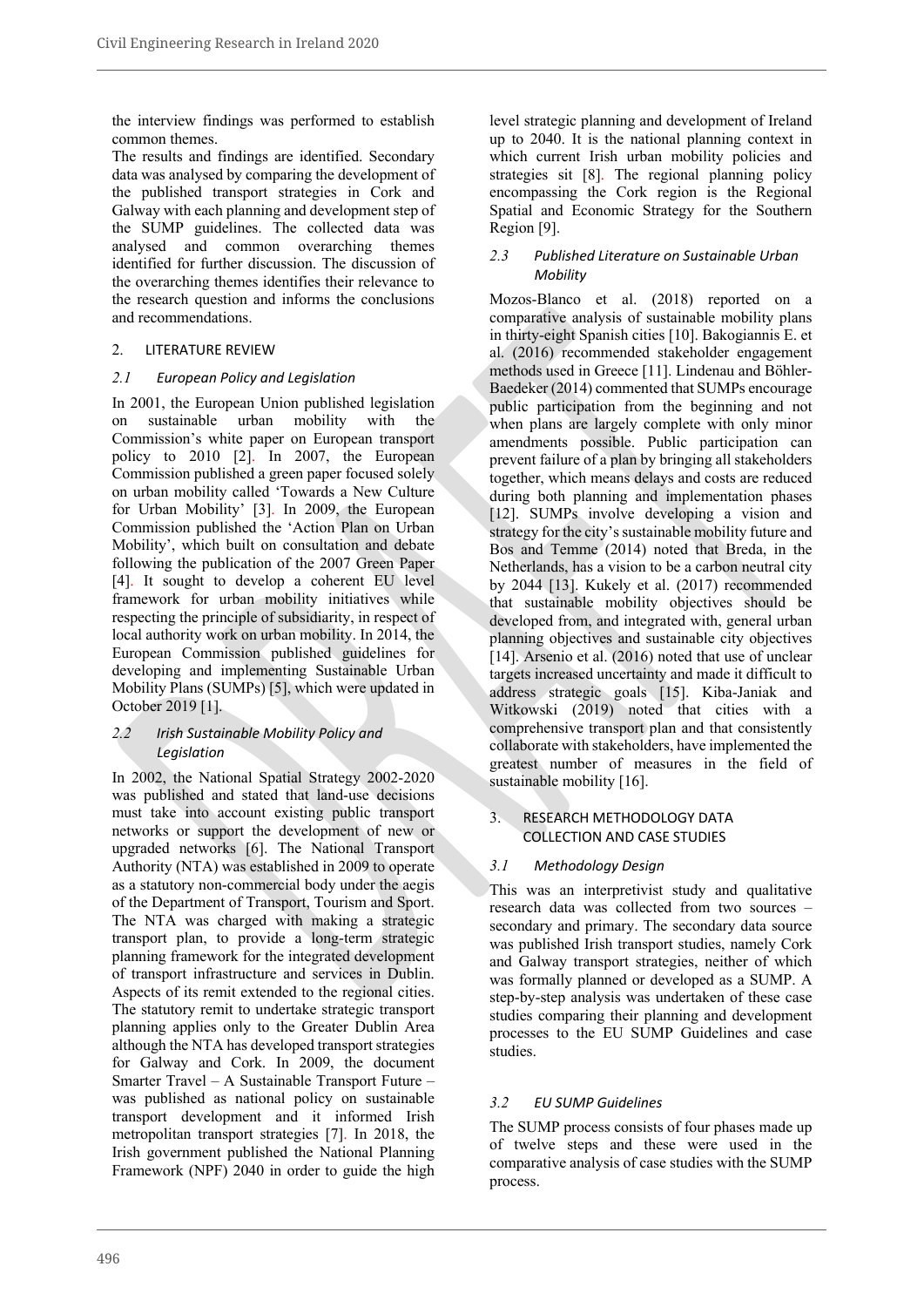the interview findings was performed to establish common themes.

The results and findings are identified. Secondary data was analysed by comparing the development of the published transport strategies in Cork and Galway with each planning and development step of the SUMP guidelines. The collected data was analysed and common overarching themes identified for further discussion. The discussion of the overarching themes identifies their relevance to the research question and informs the conclusions and recommendations.

## 2. LITERATURE REVIEW

### *2.1 European Policy and Legislation*

In 2001, the European Union published legislation on sustainable urban mobility with the Commission's white paper on European transport policy to 2010 [2]. In 2007, the European Commission published a green paper focused solely on urban mobility called 'Towards a New Culture for Urban Mobility' [3]. In 2009, the European Commission published the 'Action Plan on Urban Mobility', which built on consultation and debate following the publication of the 2007 Green Paper [4]. It sought to develop a coherent EU level framework for urban mobility initiatives while respecting the principle of subsidiarity, in respect of local authority work on urban mobility. In 2014, the European Commission published guidelines for developing and implementing Sustainable Urban Mobility Plans (SUMPs) [5], which were updated in October 2019 [1].

### *2.2 Irish Sustainable Mobility Policy and Legislation*

In 2002, the National Spatial Strategy 2002-2020 was published and stated that land-use decisions must take into account existing public transport networks or support the development of new or upgraded networks [6]. The National Transport Authority (NTA) was established in 2009 to operate as a statutory non-commercial body under the aegis of the Department of Transport, Tourism and Sport. The NTA was charged with making a strategic transport plan, to provide a long-term strategic planning framework for the integrated development of transport infrastructure and services in Dublin. Aspects of its remit extended to the regional cities. The statutory remit to undertake strategic transport planning applies only to the Greater Dublin Area although the NTA has developed transport strategies for Galway and Cork. In 2009, the document Smarter Travel – A Sustainable Transport Future – was published as national policy on sustainable transport development and it informed Irish metropolitan transport strategies [7]. In 2018, the Irish government published the National Planning Framework (NPF) 2040 in order to guide the high level strategic planning and development of Ireland up to 2040. It is the national planning context in which current Irish urban mobility policies and strategies sit [8]. The regional planning policy encompassing the Cork region is the Regional Spatial and Economic Strategy for the Southern Region [9].

### *2.3 Published Literature on Sustainable Urban Mobility*

Mozos-Blanco et al. (2018) reported on a comparative analysis of sustainable mobility plans in thirty-eight Spanish cities [10]. Bakogiannis E. et al. (2016) recommended stakeholder engagement methods used in Greece [11]. Lindenau and Böhler-Baedeker (2014) commented that SUMPs encourage public participation from the beginning and not when plans are largely complete with only minor amendments possible. Public participation can prevent failure of a plan by bringing all stakeholders together, which means delays and costs are reduced during both planning and implementation phases [12]. SUMPs involve developing a vision and strategy for the city's sustainable mobility future and Bos and Temme (2014) noted that Breda, in the Netherlands, has a vision to be a carbon neutral city by 2044 [13]. Kukely et al. (2017) recommended that sustainable mobility objectives should be developed from, and integrated with, general urban planning objectives and sustainable city objectives [14]. Arsenio et al. (2016) noted that use of unclear targets increased uncertainty and made it difficult to address strategic goals [15]. Kiba-Janiak and Witkowski (2019) noted that cities with a comprehensive transport plan and that consistently collaborate with stakeholders, have implemented the greatest number of measures in the field of sustainable mobility [16].

## 3. RESEARCH METHODOLOGY DATA COLLECTION AND CASE STUDIES

### *3.1 Methodology Design*

This was an interpretivist study and qualitative research data was collected from two sources – secondary and primary. The secondary data source was published Irish transport studies, namely Cork and Galway transport strategies, neither of which was formally planned or developed as a SUMP. A step-by-step analysis was undertaken of these case studies comparing their planning and development processes to the EU SUMP Guidelines and case studies.

### *3.2 EU SUMP Guidelines*

The SUMP process consists of four phases made up of twelve steps and these were used in the comparative analysis of case studies with the SUMP process.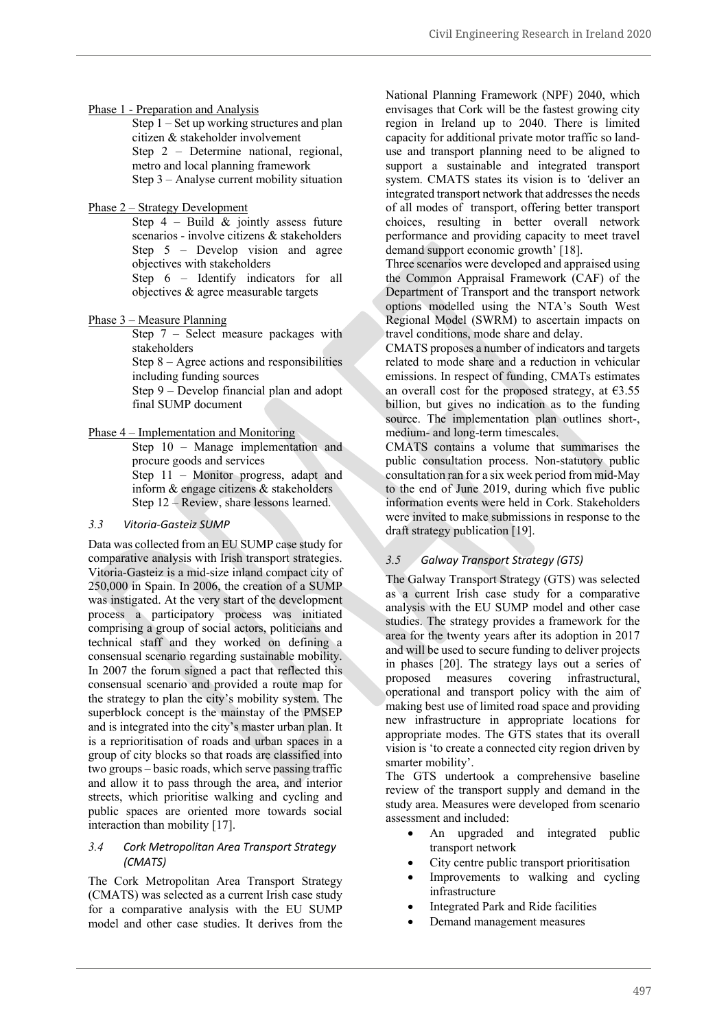Phase 1 - Preparation and Analysis

Step 1 – Set up working structures and plan citizen & stakeholder involvement

Step 2 – Determine national, regional, metro and local planning framework

Step 3 – Analyse current mobility situation

Phase 2 – Strategy Development

Step 4 – Build & jointly assess future scenarios - involve citizens & stakeholders

Step 5 – Develop vision and agree objectives with stakeholders

Step 6 – Identify indicators for all objectives & agree measurable targets

Phase 3 – Measure Planning

Step 7 – Select measure packages with stakeholders

Step 8 – Agree actions and responsibilities including funding sources

Step 9 – Develop financial plan and adopt final SUMP document

Phase 4 – Implementation and Monitoring

Step 10 – Manage implementation and procure goods and services

Step 11 – Monitor progress, adapt and inform & engage citizens & stakeholders

Step 12 – Review, share lessons learned.

### *3.3 Vitoria-Gasteiz SUMP*

Data was collected from an EU SUMP case study for comparative analysis with Irish transport strategies. Vitoria-Gasteiz is a mid-size inland compact city of 250,000 in Spain. In 2006, the creation of a SUMP was instigated. At the very start of the development process a participatory process was initiated comprising a group of social actors, politicians and technical staff and they worked on defining a consensual scenario regarding sustainable mobility. In 2007 the forum signed a pact that reflected this consensual scenario and provided a route map for the strategy to plan the city's mobility system. The superblock concept is the mainstay of the PMSEP and is integrated into the city's master urban plan. It is a reprioritisation of roads and urban spaces in a group of city blocks so that roads are classified into two groups – basic roads, which serve passing traffic and allow it to pass through the area, and interior streets, which prioritise walking and cycling and public spaces are oriented more towards social interaction than mobility [17].

### *3.4 Cork Metropolitan Area Transport Strategy (CMATS)*

The Cork Metropolitan Area Transport Strategy (CMATS) was selected as a current Irish case study for a comparative analysis with the EU SUMP model and other case studies. It derives from the National Planning Framework (NPF) 2040, which envisages that Cork will be the fastest growing city region in Ireland up to 2040. There is limited capacity for additional private motor traffic so land-use and transport planning need to be aligned to support a sustainable and integrated transport system. CMATS states its vision is to *'*deliver an integrated transport network that addresses the needs of all modes of transport, offering better transport choices, resulting in better overall network performance and providing capacity to meet travel demand support economic growth' [18].

Three scenarios were developed and appraised using the Common Appraisal Framework (CAF) of the Department of Transport and the transport network options modelled using the NTA's South West Regional Model (SWRM) to ascertain impacts on travel conditions, mode share and delay.

CMATS proposes a number of indicators and targets related to mode share and a reduction in vehicular emissions. In respect of funding, CMATs estimates an overall cost for the proposed strategy, at €3.55 billion, but gives no indication as to the funding source. The implementation plan outlines short-, medium- and long-term timescales.

CMATS contains a volume that summarises the public consultation process. Non-statutory public consultation ran for a six week period from mid-May to the end of June 2019, during which five public information events were held in Cork. Stakeholders were invited to make submissions in response to the draft strategy publication [19].

### *3.5 Galway Transport Strategy (GTS)*

The Galway Transport Strategy (GTS) was selected as a current Irish case study for a comparative analysis with the EU SUMP model and other case studies. The strategy provides a framework for the area for the twenty years after its adoption in 2017 and will be used to secure funding to deliver projects in phases [20]. The strategy lays out a series of proposed measures covering infrastructural, operational and transport policy with the aim of making best use of limited road space and providing new infrastructure in appropriate locations for appropriate modes. The GTS states that its overall vision is 'to create a connected city region driven by smarter mobility'.

The GTS undertook a comprehensive baseline review of the transport supply and demand in the study area. Measures were developed from scenario assessment and included:

- An upgraded and integrated public transport network
- City centre public transport prioritisation
- Improvements to walking and cycling infrastructure
- Integrated Park and Ride facilities
- Demand management measures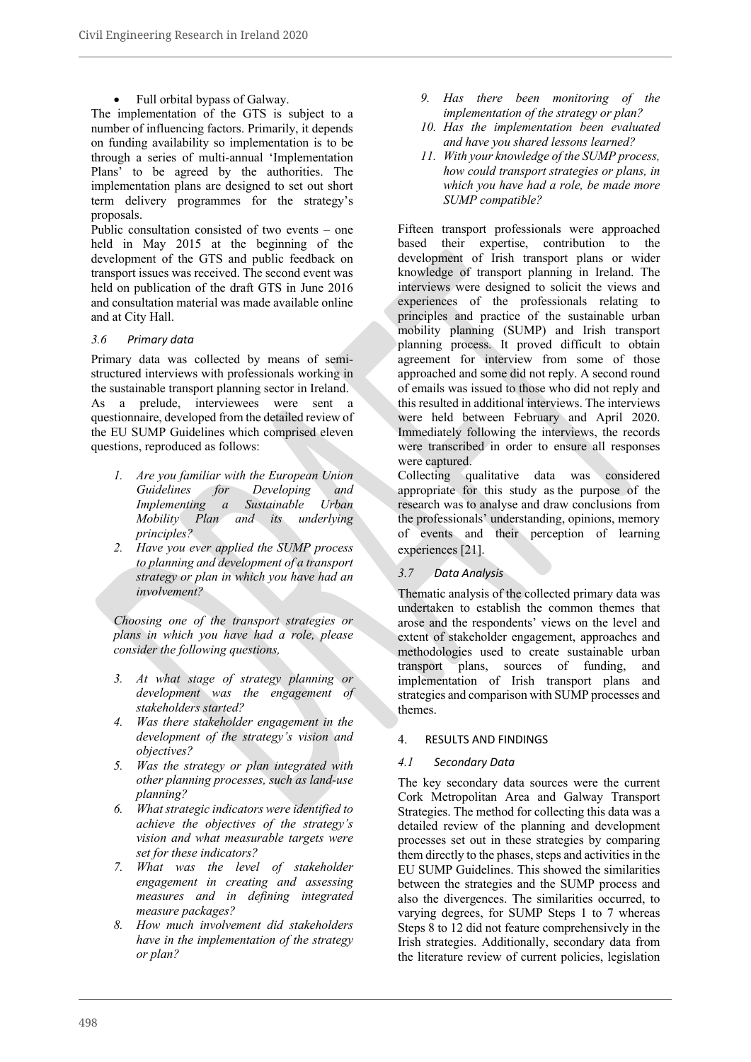- Full orbital bypass of Galway.

The implementation of the GTS is subject to a number of influencing factors. Primarily, it depends on funding availability so implementation is to be through a series of multi-annual 'Implementation Plans' to be agreed by the authorities. The implementation plans are designed to set out short term delivery programmes for the strategy's proposals.

Public consultation consisted of two events – one held in May 2015 at the beginning of the development of the GTS and public feedback on transport issues was received. The second event was held on publication of the draft GTS in June 2016 and consultation material was made available online and at City Hall.

### *3.6 Primary data*

Primary data was collected by means of semi-structured interviews with professionals working in the sustainable transport planning sector in Ireland. As a prelude, interviewees were sent a questionnaire, developed from the detailed review of the EU SUMP Guidelines which comprised eleven questions, reproduced as follows:

1. *Are you familiar with the European Union Guidelines for Developing and Implementing a Sustainable Urban Mobility Plan and its underlying principles?*
2. *Have you ever applied the SUMP process to planning and development of a transport strategy or plan in which you have had an involvement?*

*Choosing one of the transport strategies or plans in which you have had a role, please consider the following questions,*

3. *At what stage of strategy planning or development was the engagement of stakeholders started?*
4. *Was there stakeholder engagement in the development of the strategy's vision and objectives?*
5. *Was the strategy or plan integrated with other planning processes, such as land-use planning?*
6. *What strategic indicators were identified to achieve the objectives of the strategy's vision and what measurable targets were set for these indicators?*
7. *What was the level of stakeholder engagement in creating and assessing measures and in defining integrated measure packages?*
8. *How much involvement did stakeholders have in the implementation of the strategy or plan?*
9. *Has there been monitoring of the implementation of the strategy or plan?*
10. *Has the implementation been evaluated and have you shared lessons learned?*
11. *With your knowledge of the SUMP process, how could transport strategies or plans, in which you have had a role, be made more SUMP compatible?*

Fifteen transport professionals were approached based their expertise, contribution to the development of Irish transport plans or wider knowledge of transport planning in Ireland. The interviews were designed to solicit the views and experiences of the professionals relating to principles and practice of the sustainable urban mobility planning (SUMP) and Irish transport planning process. It proved difficult to obtain agreement for interview from some of those approached and some did not reply. A second round of emails was issued to those who did not reply and this resulted in additional interviews. The interviews were held between February and April 2020. Immediately following the interviews, the records were transcribed in order to ensure all responses were captured.

Collecting qualitative data was considered appropriate for this study as the purpose of the research was to analyse and draw conclusions from the professionals' understanding, opinions, memory of events and their perception of learning experiences [21].

### *3.7 Data Analysis*

Thematic analysis of the collected primary data was undertaken to establish the common themes that arose and the respondents' views on the level and extent of stakeholder engagement, approaches and methodologies used to create sustainable urban transport plans, sources of funding, and implementation of Irish transport plans and strategies and comparison with SUMP processes and themes.

## 4. RESULTS AND FINDINGS

### *4.1 Secondary Data*

The key secondary data sources were the current Cork Metropolitan Area and Galway Transport Strategies. The method for collecting this data was a detailed review of the planning and development processes set out in these strategies by comparing them directly to the phases, steps and activities in the EU SUMP Guidelines. This showed the similarities between the strategies and the SUMP process and also the divergences. The similarities occurred, to varying degrees, for SUMP Steps 1 to 7 whereas Steps 8 to 12 did not feature comprehensively in the Irish strategies. Additionally, secondary data from the literature review of current policies, legislation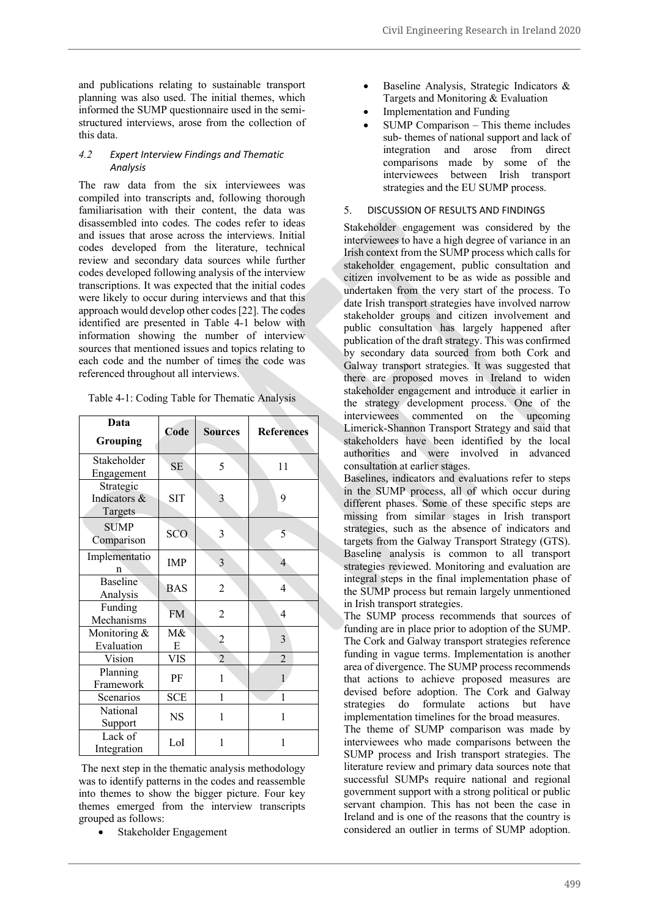and publications relating to sustainable transport planning was also used. The initial themes, which informed the SUMP questionnaire used in the semi-structured interviews, arose from the collection of this data.

### *4.2 Expert Interview Findings and Thematic Analysis*

The raw data from the six interviewees was compiled into transcripts and, following thorough familiarisation with their content, the data was disassembled into codes. The codes refer to ideas and issues that arose across the interviews. Initial codes developed from the literature, technical review and secondary data sources while further codes developed following analysis of the interview transcriptions. It was expected that the initial codes were likely to occur during interviews and that this approach would develop other codes [22]. The codes identified are presented in Table 4-1 below with information showing the number of interview sources that mentioned issues and topics relating to each code and the number of times the code was referenced throughout all interviews.

Table 4-1: Coding Table for Thematic Analysis

| Data Grouping | Code | Sources | References |
|---|---|---|---|
| Stakeholder Engagement | SE | 5 | 11 |
| Strategic Indicators & Targets | SIT | 3 | 9 |
| SUMP Comparison | SCO | 3 | 5 |
| Implementation | IMP | 3 | 4 |
| Baseline Analysis | BAS | 2 | 4 |
| Funding Mechanisms | FM | 2 | 4 |
| Monitoring & Evaluation | M&E | 2 | 3 |
| Vision | VIS | 2 | 2 |
| Planning Framework | PF | 1 | 1 |
| Scenarios | SCE | 1 | 1 |
| National Support | NS | 1 | 1 |
| Lack of Integration | LoI | 1 | 1 |

The next step in the thematic analysis methodology was to identify patterns in the codes and reassemble into themes to show the bigger picture. Four key themes emerged from the interview transcripts grouped as follows:

- Stakeholder Engagement
- Baseline Analysis, Strategic Indicators & Targets and Monitoring & Evaluation
- Implementation and Funding
- SUMP Comparison – This theme includes sub- themes of national support and lack of integration and arose from direct comparisons made by some of the interviewees between Irish transport strategies and the EU SUMP process.

## 5. DISCUSSION OF RESULTS AND FINDINGS

Stakeholder engagement was considered by the interviewees to have a high degree of variance in an Irish context from the SUMP process which calls for stakeholder engagement, public consultation and citizen involvement to be as wide as possible and undertaken from the very start of the process. To date Irish transport strategies have involved narrow stakeholder groups and citizen involvement and public consultation has largely happened after publication of the draft strategy. This was confirmed by secondary data sourced from both Cork and Galway transport strategies. It was suggested that there are proposed moves in Ireland to widen stakeholder engagement and introduce it earlier in the strategy development process. One of the interviewees commented on the upcoming Limerick-Shannon Transport Strategy and said that stakeholders have been identified by the local authorities and were involved in advanced consultation at earlier stages.

Baselines, indicators and evaluations refer to steps in the SUMP process, all of which occur during different phases. Some of these specific steps are missing from similar stages in Irish transport strategies, such as the absence of indicators and targets from the Galway Transport Strategy (GTS). Baseline analysis is common to all transport strategies reviewed. Monitoring and evaluation are integral steps in the final implementation phase of the SUMP process but remain largely unmentioned in Irish transport strategies.

The SUMP process recommends that sources of funding are in place prior to adoption of the SUMP. The Cork and Galway transport strategies reference funding in vague terms. Implementation is another area of divergence. The SUMP process recommends that actions to achieve proposed measures are devised before adoption. The Cork and Galway strategies do formulate actions but have implementation timelines for the broad measures.

The theme of SUMP comparison was made by interviewees who made comparisons between the SUMP process and Irish transport strategies. The literature review and primary data sources note that successful SUMPs require national and regional government support with a strong political or public servant champion. This has not been the case in Ireland and is one of the reasons that the country is considered an outlier in terms of SUMP adoption.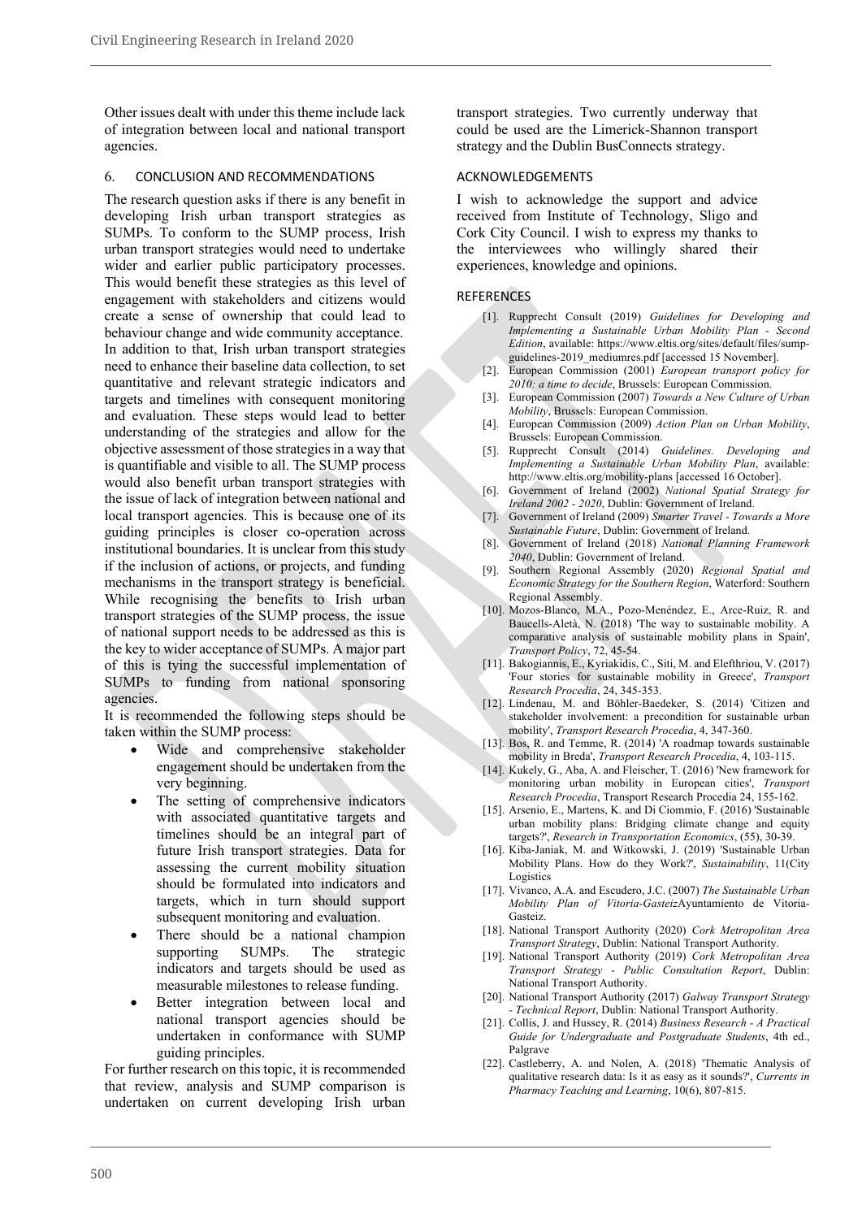Other issues dealt with under this theme include lack of integration between local and national transport agencies.

## 6. CONCLUSION AND RECOMMENDATIONS

The research question asks if there is any benefit in developing Irish urban transport strategies as SUMPs. To conform to the SUMP process, Irish urban transport strategies would need to undertake wider and earlier public participatory processes. This would benefit these strategies as this level of engagement with stakeholders and citizens would create a sense of ownership that could lead to behaviour change and wide community acceptance. In addition to that, Irish urban transport strategies need to enhance their baseline data collection, to set quantitative and relevant strategic indicators and targets and timelines with consequent monitoring and evaluation. These steps would lead to better understanding of the strategies and allow for the objective assessment of those strategies in a way that is quantifiable and visible to all. The SUMP process would also benefit urban transport strategies with the issue of lack of integration between national and local transport agencies. This is because one of its guiding principles is closer co-operation across institutional boundaries. It is unclear from this study if the inclusion of actions, or projects, and funding mechanisms in the transport strategy is beneficial. While recognising the benefits to Irish urban transport strategies of the SUMP process, the issue of national support needs to be addressed as this is the key to wider acceptance of SUMPs. A major part of this is tying the successful implementation of SUMPs to funding from national sponsoring agencies.

It is recommended the following steps should be taken within the SUMP process:

- Wide and comprehensive stakeholder engagement should be undertaken from the very beginning.
- The setting of comprehensive indicators with associated quantitative targets and timelines should be an integral part of future Irish transport strategies. Data for assessing the current mobility situation should be formulated into indicators and targets, which in turn should support subsequent monitoring and evaluation.
- There should be a national champion supporting SUMPs. The strategic indicators and targets should be used as measurable milestones to release funding.
- Better integration between local and national transport agencies should be undertaken in conformance with SUMP guiding principles.

For further research on this topic, it is recommended that review, analysis and SUMP comparison is undertaken on current developing Irish urban transport strategies. Two currently underway that could be used are the Limerick-Shannon transport strategy and the Dublin BusConnects strategy.

## ACKNOWLEDGEMENTS

I wish to acknowledge the support and advice received from Institute of Technology, Sligo and Cork City Council. I wish to express my thanks to the interviewees who willingly shared their experiences, knowledge and opinions.

## REFERENCES

[1]. Rupprecht Consult (2019) *Guidelines for Developing and Implementing a Sustainable Urban Mobility Plan - Second Edition*, available: https://www.eltis.org/sites/default/files/sump-guidelines-2019_mediumres.pdf [accessed 15 November].

[2]. European Commission (2001) *European transport policy for 2010: a time to decide*, Brussels: European Commission.

[3]. European Commission (2007) *Towards a New Culture of Urban Mobility*, Brussels: European Commission.

[4]. European Commission (2009) *Action Plan on Urban Mobility*, Brussels: European Commission.

[5]. Rupprecht Consult (2014) *Guidelines. Developing and Implementing a Sustainable Urban Mobility Plan*, available: http://www.eltis.org/mobility-plans [accessed 16 October].

[6]. Government of Ireland (2002) *National Spatial Strategy for Ireland 2002 - 2020*, Dublin: Government of Ireland.

[7]. Government of Ireland (2009) *Smarter Travel - Towards a More Sustainable Future*, Dublin: Government of Ireland.

[8]. Government of Ireland (2018) *National Planning Framework 2040*, Dublin: Government of Ireland.

[9]. Southern Regional Assembly (2020) *Regional Spatial and Economic Strategy for the Southern Region*, Waterford: Southern Regional Assembly.

[10]. Mozos-Blanco, M.A., Pozo-Menéndez, E., Arce-Ruiz, R. and Baucells-Aletà, N. (2018) 'The way to sustainable mobility. A comparative analysis of sustainable mobility plans in Spain', *Transport Policy*, 72, 45-54.

[11]. Bakogiannis, E., Kyriakidis, C., Siti, M. and Eleftheriou, V. (2017) 'Four stories for sustainable mobility in Greece', *Transport Research Procedia*, 24, 345-353.

[12]. Lindenau, M. and Böhler-Baedeker, S. (2014) 'Citizen and stakeholder involvement: a precondition for sustainable urban mobility', *Transport Research Procedia*, 4, 347-360.

[13]. Bos, R. and Temme, R. (2014) 'A roadmap towards sustainable mobility in Breda', *Transport Research Procedia*, 4, 103-115.

[14]. Kukely, G., Aba, A. and Fleischer, T. (2016) 'New framework for monitoring urban mobility in European cities', *Transport Research Procedia*, Transport Research Procedia 24, 155-162.

[15]. Arsenio, E., Martens, K. and Di Ciommio, F. (2016) 'Sustainable urban mobility plans: Bridging climate change and equity targets?', *Research in Transportation Economics*, (55), 30-39.

[16]. Kiba-Janiak, M. and Witkowski, J. (2019) 'Sustainable Urban Mobility Plans. How do they Work?', *Sustainability*, 11(City Logistics

[17]. Vivanco, A.A. and Escudero, J.C. (2007) *The Sustainable Urban Mobility Plan of Vitoria-Gasteiz*Ayuntamiento de Vitoria-Gasteiz.

[18]. National Transport Authority (2020) *Cork Metropolitan Area Transport Strategy*, Dublin: National Transport Authority.

[19]. National Transport Authority (2019) *Cork Metropolitan Area Transport Strategy - Public Consultation Report*, Dublin: National Transport Authority.

[20]. National Transport Authority (2017) *Galway Transport Strategy - Technical Report*, Dublin: National Transport Authority.

[21]. Collis, J. and Hussey, R. (2014) *Business Research - A Practical Guide for Undergraduate and Postgraduate Students*, 4th ed., Palgrave

[22]. Castleberry, A. and Nolen, A. (2018) 'Thematic Analysis of qualitative research data: Is it as easy as it sounds?', *Currents in Pharmacy Teaching and Learning*, 10(6), 807-815.